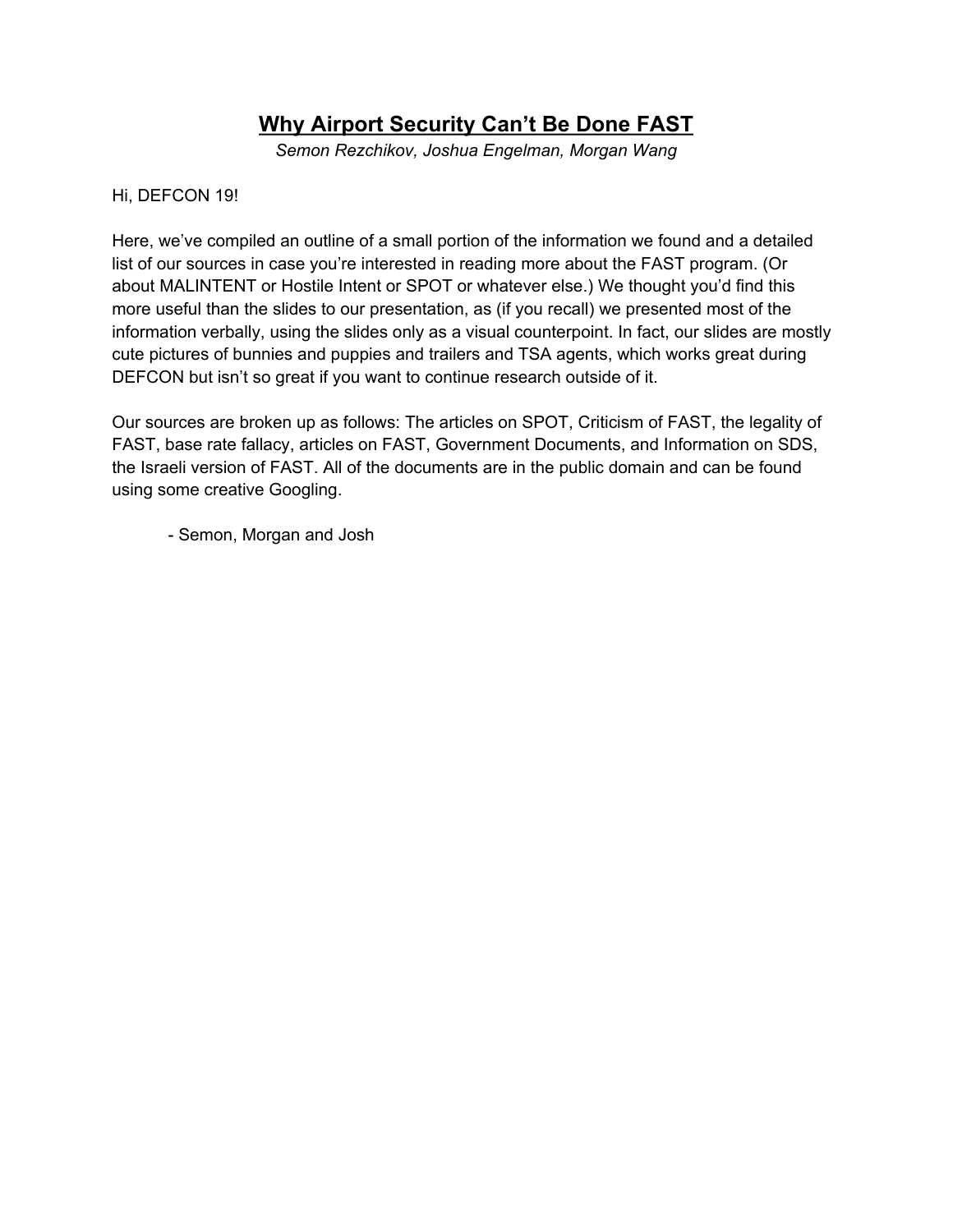# <u>Why Airport Security Can't Be Done FAST</u>

*Semon Rezchikov, Joshua Engelman, Morgan Wang*

Hi, DEFCON 19!

Here, we've compiled an outline of a small portion of the information we found and a detailed list of our sources in case you're interested in reading more about the FAST program. (Or about MALINTENT or Hostile Intent or SPOT or whatever else.) We thought you'd find this more useful than the slides to our presentation, as (if you recall) we presented most of the information verbally, using the slides only as a visual counterpoint. In fact, our slides are mostly cute pictures of bunnies and puppies and trailers and TSA agents, which works great during DEFCON but isn't so great if you want to continue research outside of it.

Our sources are broken up as follows: The articles on SPOT, Criticism of FAST, the legality of FAST, base rate fallacy, articles on FAST, Government Documents, and Information on SDS, the Israeli version of FAST. All of the documents are in the public domain and can be found using some creative Googling.

- Semon, Morgan and Josh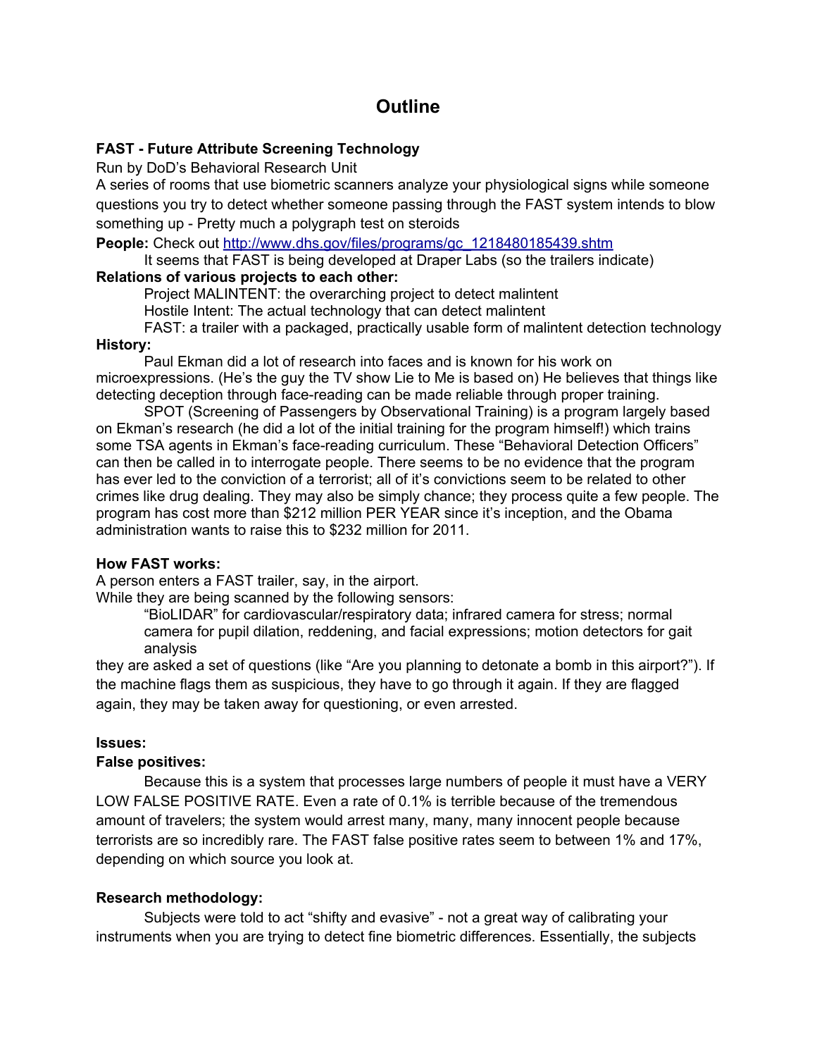# Outline

**FAST - Future Attribute Screening Technology**

Run by DoD's Behavioral Research Unit

A series of rooms that use biometric scanners analyze your physiological signs while someone questions you try to detect whether someone passing through the FAST system intends to blow something up - Pretty much a polygraph test on steroids

**People:** Check out http://www.dhs.gov/files/programs/gc_1218480185439.shtm

It seems that FAST is being developed at Draper Labs (so the trailers indicate)

**Relations of various projects to each other:**

Project MALINTENT: the overarching project to detect malintent

Hostile Intent: The actual technology that can detect malintent

FAST: a trailer with a packaged, practically usable form of malintent detection technology

**History:**

Paul Ekman did a lot of research into faces and is known for his work on microexpressions. (He's the guy the TV show Lie to Me is based on) He believes that things like detecting deception through face-reading can be made reliable through proper training.

SPOT (Screening of Passengers by Observational Training) is a program largely based on Ekman's research (he did a lot of the initial training for the program himself!) which trains some TSA agents in Ekman's face-reading curriculum. These "Behavioral Detection Officers" can then be called in to interrogate people. There seems to be no evidence that the program has ever led to the conviction of a terrorist; all of it's convictions seem to be related to other crimes like drug dealing. They may also be simply chance; they process quite a few people. The program has cost more than $212 million PER YEAR since it's inception, and the Obama administration wants to raise this to $232 million for 2011.

**How FAST works:**

A person enters a FAST trailer, say, in the airport.

While they are being scanned by the following sensors:

"BioLIDAR" for cardiovascular/respiratory data; infrared camera for stress; normal camera for pupil dilation, reddening, and facial expressions; motion detectors for gait analysis

they are asked a set of questions (like "Are you planning to detonate a bomb in this airport?"). If the machine flags them as suspicious, they have to go through it again. If they are flagged again, they may be taken away for questioning, or even arrested.

**Issues:**

**False positives:**

Because this is a system that processes large numbers of people it must have a VERY LOW FALSE POSITIVE RATE. Even a rate of 0.1% is terrible because of the tremendous amount of travelers; the system would arrest many, many, many innocent people because terrorists are so incredibly rare. The FAST false positive rates seem to between 1% and 17%, depending on which source you look at.

**Research methodology:**

Subjects were told to act "shifty and evasive" - not a great way of calibrating your instruments when you are trying to detect fine biometric differences. Essentially, the subjects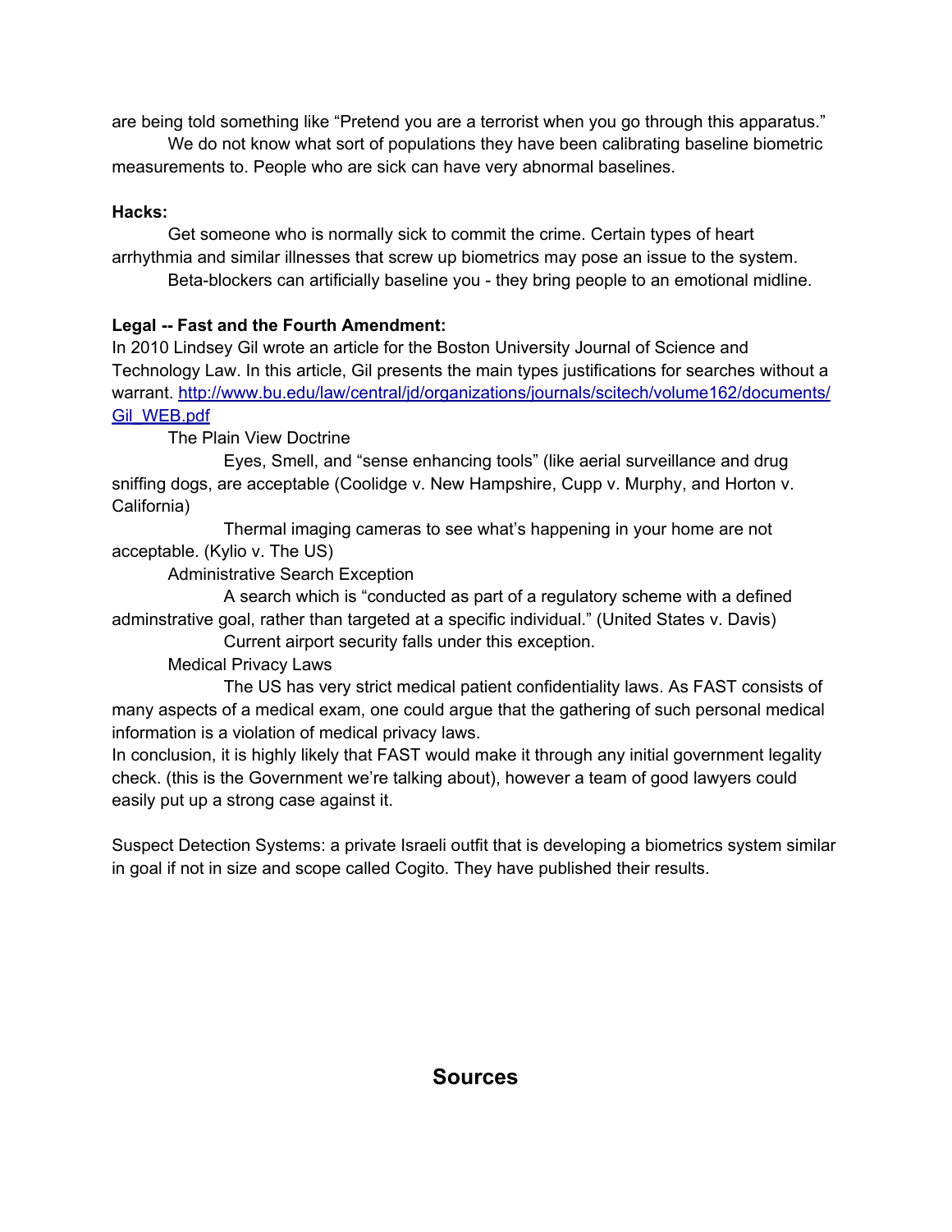are being told something like “Pretend you are a terrorist when you go through this apparatus.”

We do not know what sort of populations they have been calibrating baseline biometric measurements to. People who are sick can have very abnormal baselines.

**Hacks:**

Get someone who is normally sick to commit the crime. Certain types of heart arrhythmia and similar illnesses that screw up biometrics may pose an issue to the system.

Beta-blockers can artificially baseline you - they bring people to an emotional midline.

**Legal -- Fast and the Fourth Amendment:**

In 2010 Lindsey Gil wrote an article for the Boston University Journal of Science and Technology Law. In this article, Gil presents the main types justifications for searches without a warrant. [http://www.bu.edu/law/central/jd/organizations/journals/scitech/volume162/documents/Gil_WEB.pdf](http://www.bu.edu/law/central/jd/organizations/journals/scitech/volume162/documents/Gil_WEB.pdf)

- The Plain View Doctrine
  - Eyes, Smell, and “sense enhancing tools” (like aerial surveillance and drug sniffing dogs, are acceptable (Coolidge v. New Hampshire, Cupp v. Murphy, and Horton v. California)
  - Thermal imaging cameras to see what’s happening in your home are not acceptable. (Kylio v. The US)
- Administrative Search Exception
  - A search which is “conducted as part of a regulatory scheme with a defined adminstrative goal, rather than targeted at a specific individual.” (United States v. Davis)
  - Current airport security falls under this exception.
- Medical Privacy Laws
  - The US has very strict medical patient confidentiality laws. As FAST consists of many aspects of a medical exam, one could argue that the gathering of such personal medical information is a violation of medical privacy laws.

In conclusion, it is highly likely that FAST would make it through any initial government legality check. (this is the Government we’re talking about), however a team of good lawyers could easily put up a strong case against it.

Suspect Detection Systems: a private Israeli outfit that is developing a biometrics system similar in goal if not in size and scope called Cogito. They have published their results.

## Sources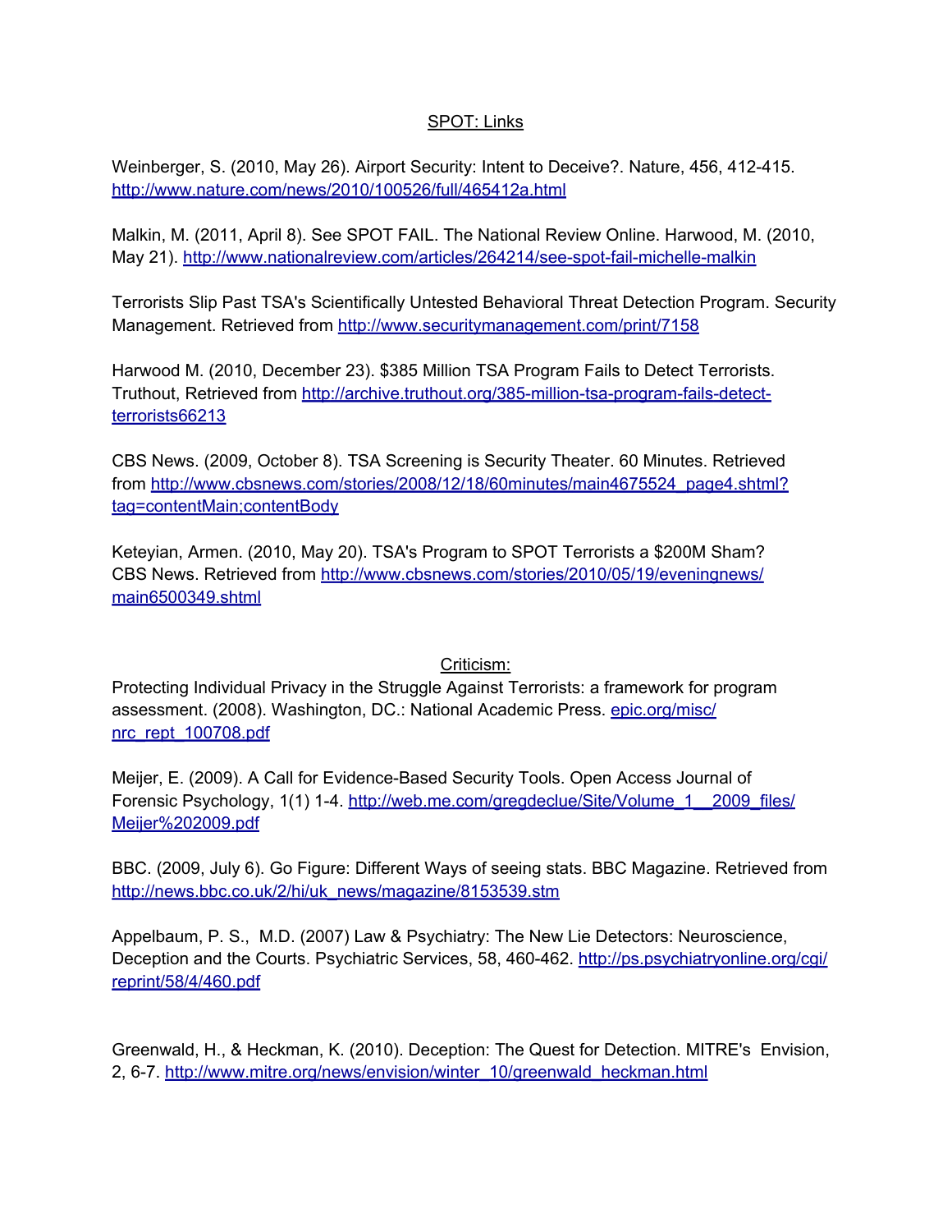## SPOT: Links

Weinberger, S. (2010, May 26). Airport Security: Intent to Deceive?. Nature, 456, 412-415. http://www.nature.com/news/2010/100526/full/465412a.html

Malkin, M. (2011, April 8). See SPOT FAIL. The National Review Online. Harwood, M. (2010, May 21). http://www.nationalreview.com/articles/264214/see-spot-fail-michelle-malkin

Terrorists Slip Past TSA's Scientifically Untested Behavioral Threat Detection Program. Security Management. Retrieved from http://www.securitymanagement.com/print/7158

Harwood M. (2010, December 23). $385 Million TSA Program Fails to Detect Terrorists. Truthout, Retrieved from http://archive.truthout.org/385-million-tsa-program-fails-detect-terrorists66213

CBS News. (2009, October 8). TSA Screening is Security Theater. 60 Minutes. Retrieved from http://www.cbsnews.com/stories/2008/12/18/60minutes/main4675524_page4.shtml?tag=contentMain;contentBody

Keteyian, Armen. (2010, May 20). TSA's Program to SPOT Terrorists a $200M Sham? CBS News. Retrieved from http://www.cbsnews.com/stories/2010/05/19/eveningnews/main6500349.shtml

## Criticism:

Protecting Individual Privacy in the Struggle Against Terrorists: a framework for program assessment. (2008). Washington, DC.: National Academic Press. epic.org/misc/nrc_rept_100708.pdf

Meijer, E. (2009). A Call for Evidence-Based Security Tools. Open Access Journal of Forensic Psychology, 1(1) 1-4. http://web.me.com/gregdeclue/Site/Volume_1__2009_files/Meijer%202009.pdf

BBC. (2009, July 6). Go Figure: Different Ways of seeing stats. BBC Magazine. Retrieved from http://news.bbc.co.uk/2/hi/uk_news/magazine/8153539.stm

Appelbaum, P. S., M.D. (2007) Law & Psychiatry: The New Lie Detectors: Neuroscience, Deception and the Courts. Psychiatric Services, 58, 460-462. http://ps.psychiatryonline.org/cgi/reprint/58/4/460.pdf

Greenwald, H., & Heckman, K. (2010). Deception: The Quest for Detection. MITRE's Envision, 2, 6-7. http://www.mitre.org/news/envision/winter_10/greenwald_heckman.html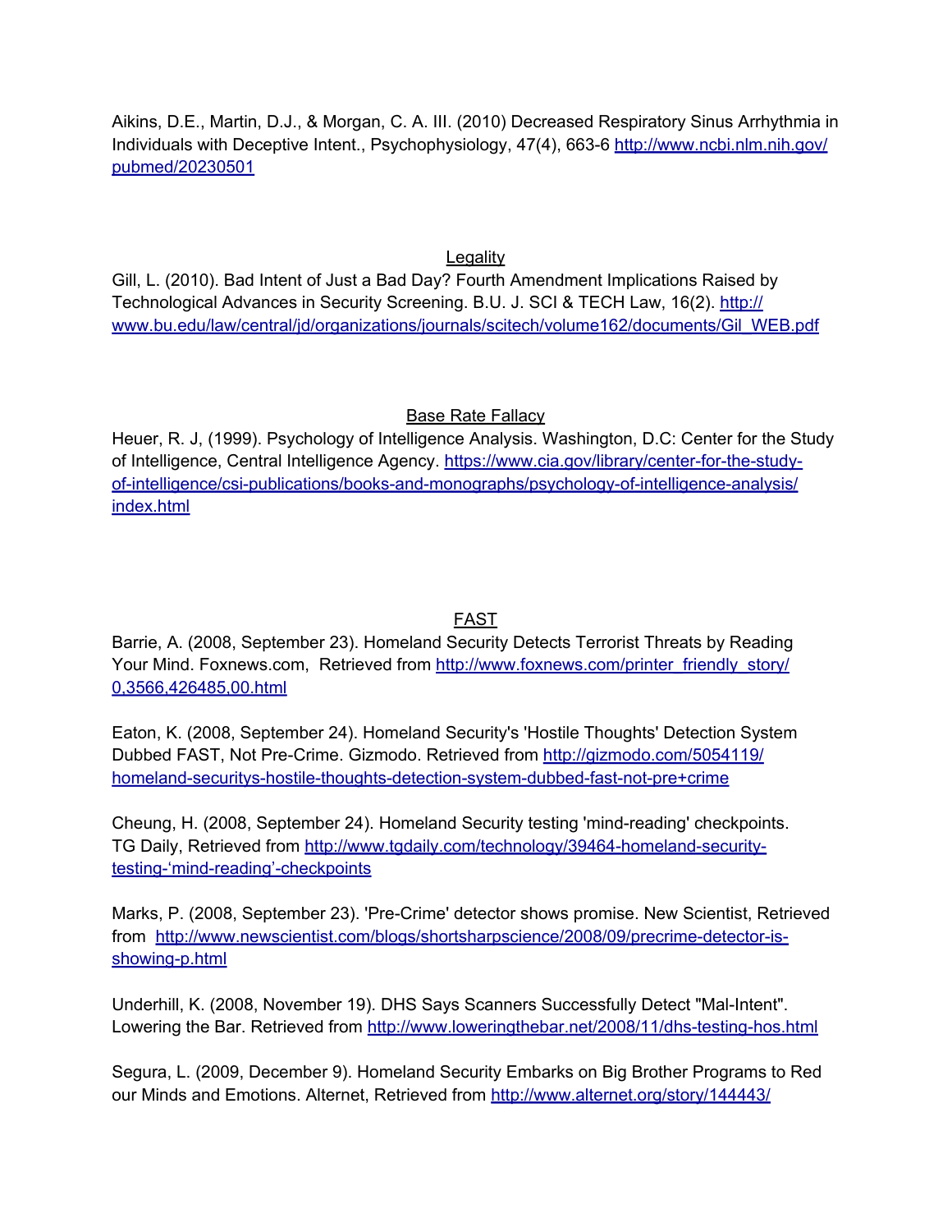Aikins, D.E., Martin, D.J., & Morgan, C. A. III. (2010) Decreased Respiratory Sinus Arrhythmia in Individuals with Deceptive Intent., Psychophysiology, 47(4), 663-6 http://www.ncbi.nlm.nih.gov/pubmed/20230501

## Legality

Gill, L. (2010). Bad Intent of Just a Bad Day? Fourth Amendment Implications Raised by Technological Advances in Security Screening. B.U. J. SCI & TECH Law, 16(2). http://www.bu.edu/law/central/jd/organizations/journals/scitech/volume162/documents/Gil_WEB.pdf

## Base Rate Fallacy

Heuer, R. J, (1999). Psychology of Intelligence Analysis. Washington, D.C: Center for the Study of Intelligence, Central Intelligence Agency. https://www.cia.gov/library/center-for-the-study-of-intelligence/csi-publications/books-and-monographs/psychology-of-intelligence-analysis/index.html

## FAST

Barrie, A. (2008, September 23). Homeland Security Detects Terrorist Threats by Reading Your Mind. Foxnews.com, Retrieved from http://www.foxnews.com/printer_friendly_story/0,3566,426485,00.html

Eaton, K. (2008, September 24). Homeland Security's 'Hostile Thoughts' Detection System Dubbed FAST, Not Pre-Crime. Gizmodo. Retrieved from http://gizmodo.com/5054119/homeland-securitys-hostile-thoughts-detection-system-dubbed-fast-not-pre+crime

Cheung, H. (2008, September 24). Homeland Security testing 'mind-reading' checkpoints. TG Daily, Retrieved from http://www.tgdaily.com/technology/39464-homeland-security-testing-'mind-reading'-checkpoints

Marks, P. (2008, September 23). 'Pre-Crime' detector shows promise. New Scientist, Retrieved from http://www.newscientist.com/blogs/shortsharpscience/2008/09/precrime-detector-is-showing-p.html

Underhill, K. (2008, November 19). DHS Says Scanners Successfully Detect "Mal-Intent". Lowering the Bar. Retrieved from http://www.loweringthebar.net/2008/11/dhs-testing-hos.html

Segura, L. (2009, December 9). Homeland Security Embarks on Big Brother Programs to Red our Minds and Emotions. Alternet, Retrieved from http://www.alternet.org/story/144443/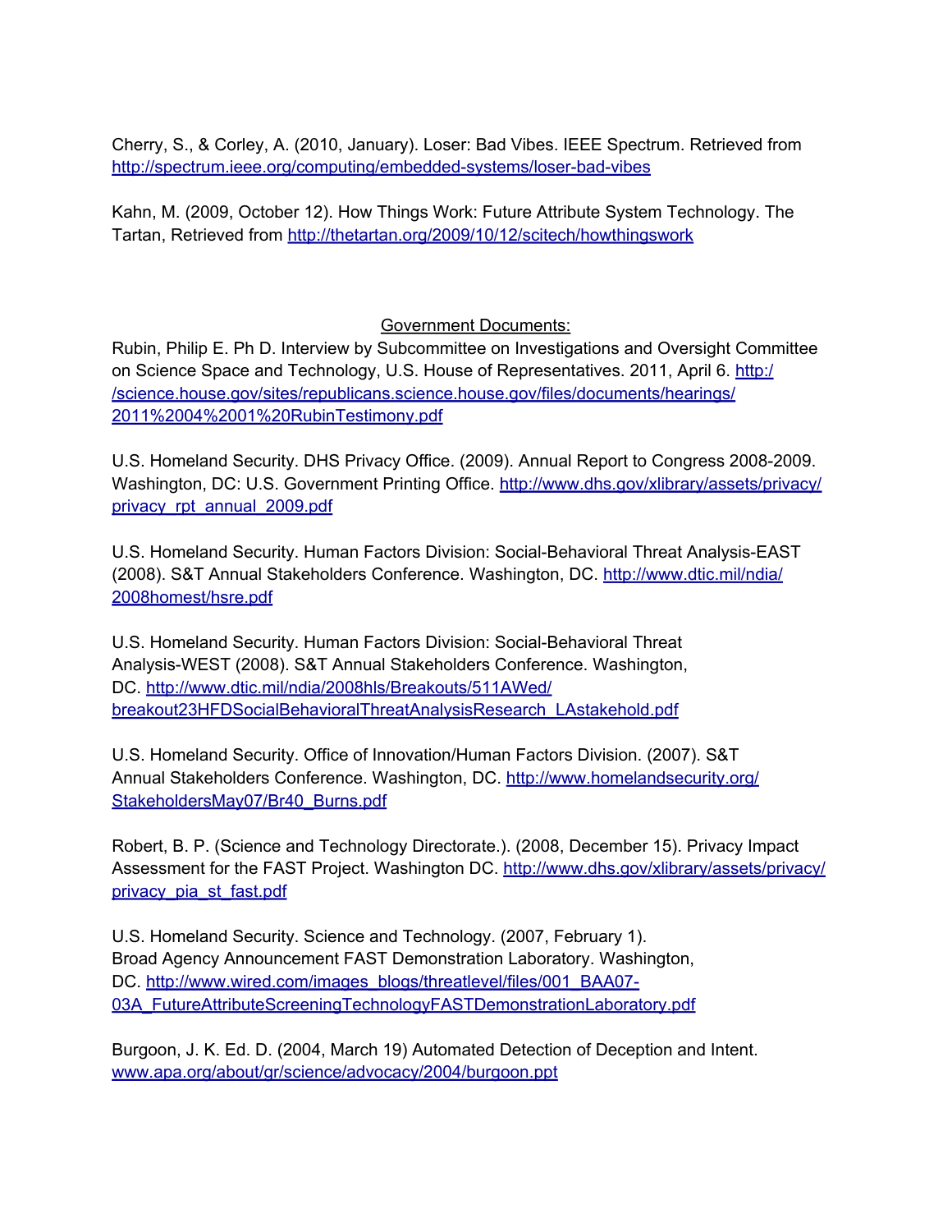Cherry, S., & Corley, A. (2010, January). Loser: Bad Vibes. IEEE Spectrum. Retrieved from http://spectrum.ieee.org/computing/embedded-systems/loser-bad-vibes

Kahn, M. (2009, October 12). How Things Work: Future Attribute System Technology. The Tartan, Retrieved from http://thetartan.org/2009/10/12/scitech/howthingswork

Government Documents:

Rubin, Philip E. Ph D. Interview by Subcommittee on Investigations and Oversight Committee on Science Space and Technology, U.S. House of Representatives. 2011, April 6. http://science.house.gov/sites/republicans.science.house.gov/files/documents/hearings/2011%2004%2001%20RubinTestimony.pdf

U.S. Homeland Security. DHS Privacy Office. (2009). Annual Report to Congress 2008-2009. Washington, DC: U.S. Government Printing Office. http://www.dhs.gov/xlibrary/assets/privacy/privacy_rpt_annual_2009.pdf

U.S. Homeland Security. Human Factors Division: Social-Behavioral Threat Analysis-EAST (2008). S&T Annual Stakeholders Conference. Washington, DC. http://www.dtic.mil/ndia/2008homest/hsre.pdf

U.S. Homeland Security. Human Factors Division: Social-Behavioral Threat Analysis-WEST (2008). S&T Annual Stakeholders Conference. Washington, DC. http://www.dtic.mil/ndia/2008hls/Breakouts/511AWed/breakout23HFDSocialBehavioralThreatAnalysisResearch_LAstakehold.pdf

U.S. Homeland Security. Office of Innovation/Human Factors Division. (2007). S&T Annual Stakeholders Conference. Washington, DC. http://www.homelandsecurity.org/StakeholdersMay07/Br40_Burns.pdf

Robert, B. P. (Science and Technology Directorate.). (2008, December 15). Privacy Impact Assessment for the FAST Project. Washington DC. http://www.dhs.gov/xlibrary/assets/privacy/privacy_pia_st_fast.pdf

U.S. Homeland Security. Science and Technology. (2007, February 1). Broad Agency Announcement FAST Demonstration Laboratory. Washington, DC. http://www.wired.com/images_blogs/threatlevel/files/001_BAA07-03A_FutureAttributeScreeningTechnologyFASTDemonstrationLaboratory.pdf

Burgoon, J. K. Ed. D. (2004, March 19) Automated Detection of Deception and Intent. www.apa.org/about/gr/science/advocacy/2004/burgoon.ppt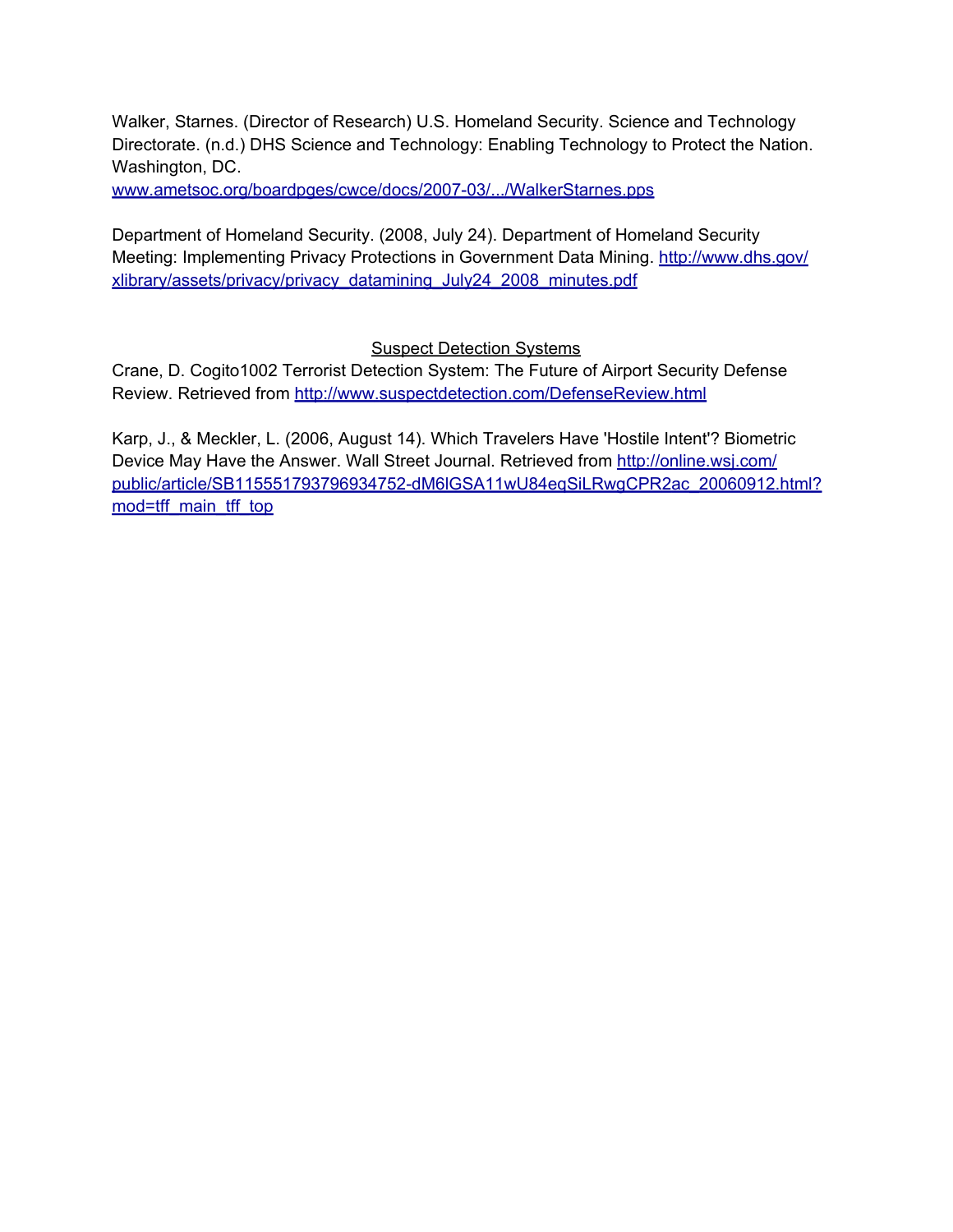Walker, Starnes. (Director of Research) U.S. Homeland Security. Science and Technology Directorate. (n.d.) DHS Science and Technology: Enabling Technology to Protect the Nation. Washington, DC.
www.ametsoc.org/boardpges/cwce/docs/2007-03/.../WalkerStarnes.pps

Department of Homeland Security. (2008, July 24). Department of Homeland Security Meeting: Implementing Privacy Protections in Government Data Mining. http://www.dhs.gov/xlibrary/assets/privacy/privacy_datamining_July24_2008_minutes.pdf

## Suspect Detection Systems

Crane, D. Cogito1002 Terrorist Detection System: The Future of Airport Security Defense Review. Retrieved from http://www.suspectdetection.com/DefenseReview.html

Karp, J., & Meckler, L. (2006, August 14). Which Travelers Have 'Hostile Intent'? Biometric Device May Have the Answer. Wall Street Journal. Retrieved from http://online.wsj.com/public/article/SB115551793796934752-dM6lGSA11wU84eqSiLRwgCPR2ac_20060912.html?mod=tff_main_tff_top